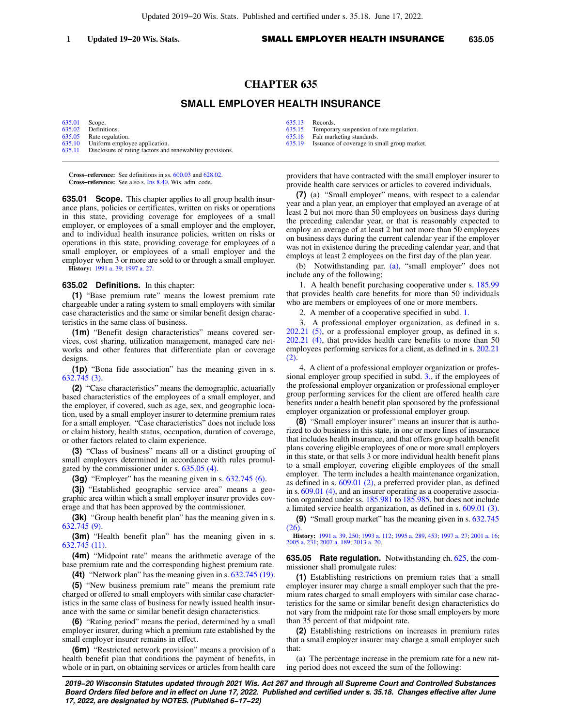# CHAPTER 635

## SMALL EMPLOYER HEALTH INSURANCE

| | | | |
|---|---|---|---|
| 635.01 | Scope. | 635.13 | Records. |
| 635.02 | Definitions. | 635.15 | Temporary suspension of rate regulation. |
| 635.05 | Rate regulation. | 635.18 | Fair marketing standards. |
| 635.10 | Uniform employee application. | 635.19 | Issuance of coverage in small group market. |
| 635.11 | Disclosure of rating factors and renewability provisions. | | |

**Cross-reference:** See definitions in ss. 600.03 and 628.02.
**Cross-reference:** See also s. Ins 8.40, Wis. adm. code.

**635.01 Scope.** This chapter applies to all group health insurance plans, policies or certificates, written on risks or operations in this state, providing coverage for employees of a small employer, or employees of a small employer and the employer, and to individual health insurance policies, written on risks or operations in this state, providing coverage for employees of a small employer, or employees of a small employer and the employer when 3 or more are sold to or through a small employer.

**History:** 1991 a. 39; 1997 a. 27.

**635.02 Definitions.** In this chapter:

**(1)** "Base premium rate" means the lowest premium rate chargeable under a rating system to small employers with similar case characteristics and the same or similar benefit design characteristics in the same class of business.

**(1m)** "Benefit design characteristics" means covered services, cost sharing, utilization management, managed care networks and other features that differentiate plan or coverage designs.

**(1p)** "Bona fide association" has the meaning given in s. 632.745 (3).

**(2)** "Case characteristics" means the demographic, actuarially based characteristics of the employees of a small employer, and the employer, if covered, such as age, sex, and geographic location, used by a small employer insurer to determine premium rates for a small employer. "Case characteristics" does not include loss or claim history, health status, occupation, duration of coverage, or other factors related to claim experience.

**(3)** "Class of business" means all or a distinct grouping of small employers determined in accordance with rules promulgated by the commissioner under s. 635.05 (4).

**(3g)** "Employer" has the meaning given in s. 632.745 (6).

**(3j)** "Established geographic service area" means a geographic area within which a small employer insurer provides coverage and that has been approved by the commissioner.

**(3k)** "Group health benefit plan" has the meaning given in s. 632.745 (9).

**(3m)** "Health benefit plan" has the meaning given in s. 632.745 (11).

**(4m)** "Midpoint rate" means the arithmetic average of the base premium rate and the corresponding highest premium rate.

**(4t)** "Network plan" has the meaning given in s. 632.745 (19).

**(5)** "New business premium rate" means the premium rate charged or offered to small employers with similar case characteristics in the same class of business for newly issued health insurance with the same or similar benefit design characteristics.

**(6)** "Rating period" means the period, determined by a small employer insurer, during which a premium rate established by the small employer insurer remains in effect.

**(6m)** "Restricted network provision" means a provision of a health benefit plan that conditions the payment of benefits, in whole or in part, on obtaining services or articles from health care providers that have contracted with the small employer insurer to provide health care services or articles to covered individuals.

**(7)** (a) "Small employer" means, with respect to a calendar year and a plan year, an employer that employed an average of at least 2 but not more than 50 employees on business days during the preceding calendar year, or that is reasonably expected to employ an average of at least 2 but not more than 50 employees on business days during the current calendar year if the employer was not in existence during the preceding calendar year, and that employs at least 2 employees on the first day of the plan year.

(b) Notwithstanding par. (a), "small employer" does not include any of the following:

1. A health benefit purchasing cooperative under s. 185.99 that provides health care benefits for more than 50 individuals who are members or employees of one or more members.

2. A member of a cooperative specified in subd. 1.

3. A professional employer organization, as defined in s. 202.21 (5), or a professional employer group, as defined in s. 202.21 (4), that provides health care benefits to more than 50 employees performing services for a client, as defined in s. 202.21 (2).

4. A client of a professional employer organization or professional employer group specified in subd. 3., if the employees of the professional employer organization or professional employer group performing services for the client are offered health care benefits under a health benefit plan sponsored by the professional employer organization or professional employer group.

**(8)** "Small employer insurer" means an insurer that is authorized to do business in this state, in one or more lines of insurance that includes health insurance, and that offers group health benefit plans covering eligible employees of one or more small employers in this state, or that sells 3 or more individual health benefit plans to a small employer, covering eligible employees of the small employer. The term includes a health maintenance organization, as defined in s. 609.01 (2), a preferred provider plan, as defined in s. 609.01 (4), and an insurer operating as a cooperative association organized under ss. 185.981 to 185.985, but does not include a limited service health organization, as defined in s. 609.01 (3).

**(9)** "Small group market" has the meaning given in s. 632.745 (26).

**History:** 1991 a. 39, 250; 1993 a. 112; 1995 a. 289, 453; 1997 a. 27; 2001 a. 16; 2005 a. 231; 2007 a. 189; 2013 a. 20.

**635.05 Rate regulation.** Notwithstanding ch. 625, the commissioner shall promulgate rules:

**(1)** Establishing restrictions on premium rates that a small employer insurer may charge a small employer such that the premium rates charged to small employers with similar case characteristics for the same or similar benefit design characteristics do not vary from the midpoint rate for those small employers by more than 35 percent of that midpoint rate.

**(2)** Establishing restrictions on increases in premium rates that a small employer insurer may charge a small employer such that:

(a) The percentage increase in the premium rate for a new rating period does not exceed the sum of the following: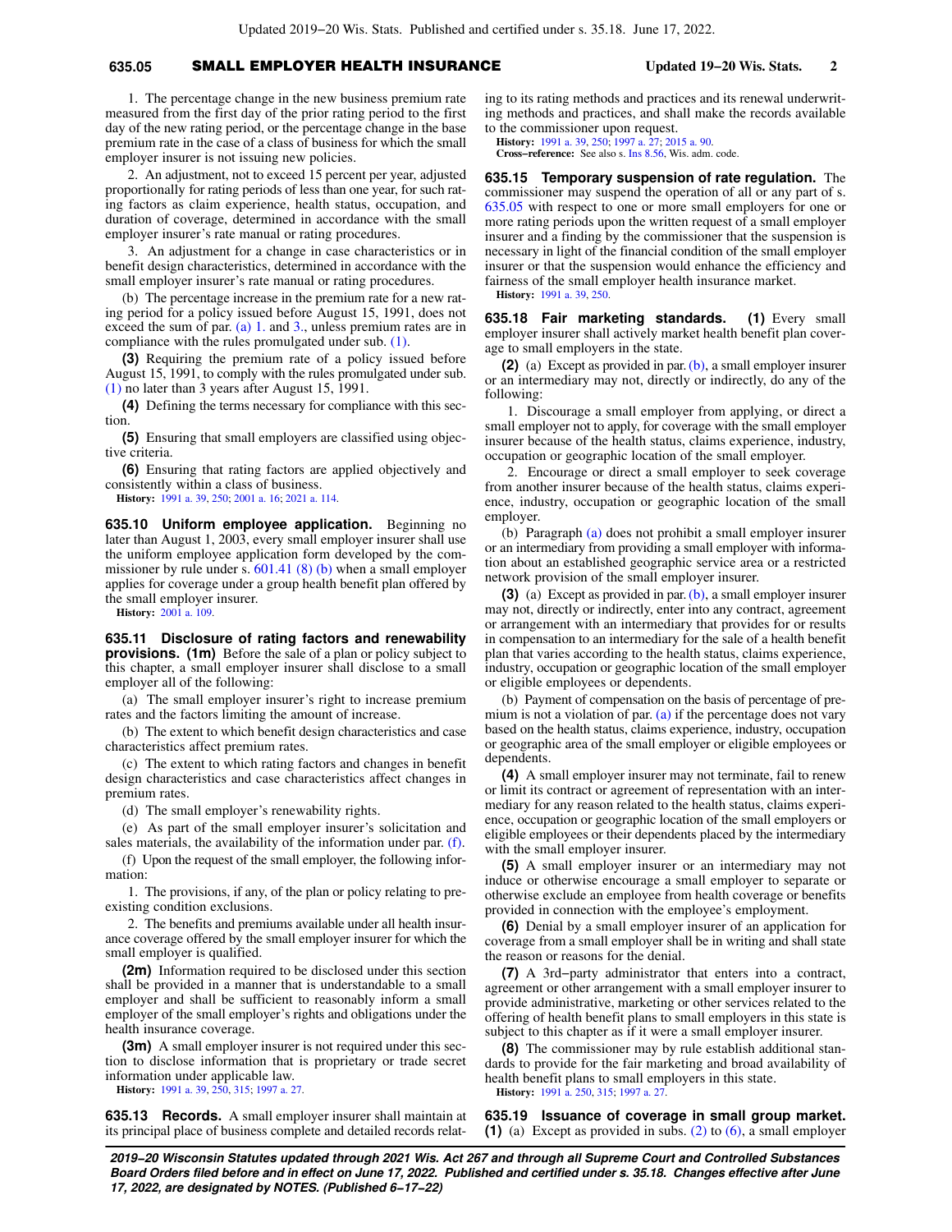1. The percentage change in the new business premium rate measured from the first day of the prior rating period to the first day of the new rating period, or the percentage change in the base premium rate in the case of a class of business for which the small employer insurer is not issuing new policies.

2. An adjustment, not to exceed 15 percent per year, adjusted proportionally for rating periods of less than one year, for such rating factors as claim experience, health status, occupation, and duration of coverage, determined in accordance with the small employer insurer's rate manual or rating procedures.

3. An adjustment for a change in case characteristics or in benefit design characteristics, determined in accordance with the small employer insurer's rate manual or rating procedures.

(b) The percentage increase in the premium rate for a new rating period for a policy issued before August 15, 1991, does not exceed the sum of par. (a) 1. and 3., unless premium rates are in compliance with the rules promulgated under sub. (1).

**(3)** Requiring the premium rate of a policy issued before August 15, 1991, to comply with the rules promulgated under sub. (1) no later than 3 years after August 15, 1991.

**(4)** Defining the terms necessary for compliance with this section.

**(5)** Ensuring that small employers are classified using objective criteria.

**(6)** Ensuring that rating factors are applied objectively and consistently within a class of business.

**History:** 1991 a. 39, 250; 2001 a. 16; 2021 a. 114.

**635.10 Uniform employee application.** Beginning no later than August 1, 2003, every small employer insurer shall use the uniform employee application form developed by the commissioner by rule under s. 601.41 (8) (b) when a small employer applies for coverage under a group health benefit plan offered by the small employer insurer.

**History:** 2001 a. 109.

**635.11 Disclosure of rating factors and renewability provisions. (1m)** Before the sale of a plan or policy subject to this chapter, a small employer insurer shall disclose to a small employer all of the following:

(a) The small employer insurer's right to increase premium rates and the factors limiting the amount of increase.

(b) The extent to which benefit design characteristics and case characteristics affect premium rates.

(c) The extent to which rating factors and changes in benefit design characteristics and case characteristics affect changes in premium rates.

(d) The small employer's renewability rights.

(e) As part of the small employer insurer's solicitation and sales materials, the availability of the information under par. (f).

(f) Upon the request of the small employer, the following information:

1. The provisions, if any, of the plan or policy relating to preexisting condition exclusions.

2. The benefits and premiums available under all health insurance coverage offered by the small employer insurer for which the small employer is qualified.

**(2m)** Information required to be disclosed under this section shall be provided in a manner that is understandable to a small employer and shall be sufficient to reasonably inform a small employer of the small employer's rights and obligations under the health insurance coverage.

**(3m)** A small employer insurer is not required under this section to disclose information that is proprietary or trade secret information under applicable law.

**History:** 1991 a. 39, 250, 315; 1997 a. 27.

**635.13 Records.** A small employer insurer shall maintain at its principal place of business complete and detailed records relating to its rating methods and practices and its renewal underwriting methods and practices, and shall make the records available to the commissioner upon request.

**History:** 1991 a. 39, 250; 1997 a. 27; 2015 a. 90.

**Cross-reference:** See also s. Ins 8.56, Wis. adm. code.

**635.15 Temporary suspension of rate regulation.** The commissioner may suspend the operation of all or any part of s. 635.05 with respect to one or more small employers for one or more rating periods upon the written request of a small employer insurer and a finding by the commissioner that the suspension is necessary in light of the financial condition of the small employer insurer or that the suspension would enhance the efficiency and fairness of the small employer health insurance market.

**History:** 1991 a. 39, 250.

**635.18 Fair marketing standards. (1)** Every small employer insurer shall actively market health benefit plan coverage to small employers in the state.

**(2)** (a) Except as provided in par. (b), a small employer insurer or an intermediary may not, directly or indirectly, do any of the following:

1. Discourage a small employer from applying, or direct a small employer not to apply, for coverage with the small employer insurer because of the health status, claims experience, industry, occupation or geographic location of the small employer.

2. Encourage or direct a small employer to seek coverage from another insurer because of the health status, claims experience, industry, occupation or geographic location of the small employer.

(b) Paragraph (a) does not prohibit a small employer insurer or an intermediary from providing a small employer with information about an established geographic service area or a restricted network provision of the small employer insurer.

**(3)** (a) Except as provided in par. (b), a small employer insurer may not, directly or indirectly, enter into any contract, agreement or arrangement with an intermediary that provides for or results in compensation to an intermediary for the sale of a health benefit plan that varies according to the health status, claims experience, industry, occupation or geographic location of the small employer or eligible employees or dependents.

(b) Payment of compensation on the basis of percentage of premium is not a violation of par. (a) if the percentage does not vary based on the health status, claims experience, industry, occupation or geographic area of the small employer or eligible employees or dependents.

**(4)** A small employer insurer may not terminate, fail to renew or limit its contract or agreement of representation with an intermediary for any reason related to the health status, claims experience, occupation or geographic location of the small employers or eligible employees or their dependents placed by the intermediary with the small employer insurer.

**(5)** A small employer insurer or an intermediary may not induce or otherwise encourage a small employer to separate or otherwise exclude an employee from health coverage or benefits provided in connection with the employee's employment.

**(6)** Denial by a small employer insurer of an application for coverage from a small employer shall be in writing and shall state the reason or reasons for the denial.

**(7)** A 3rd-party administrator that enters into a contract, agreement or other arrangement with a small employer insurer to provide administrative, marketing or other services related to the offering of health benefit plans to small employers in this state is subject to this chapter as if it were a small employer insurer.

**(8)** The commissioner may by rule establish additional standards to provide for the fair marketing and broad availability of health benefit plans to small employers in this state.

**History:** 1991 a. 250, 315; 1997 a. 27.

**635.19 Issuance of coverage in small group market. (1)** (a) Except as provided in subs. (2) to (6), a small employer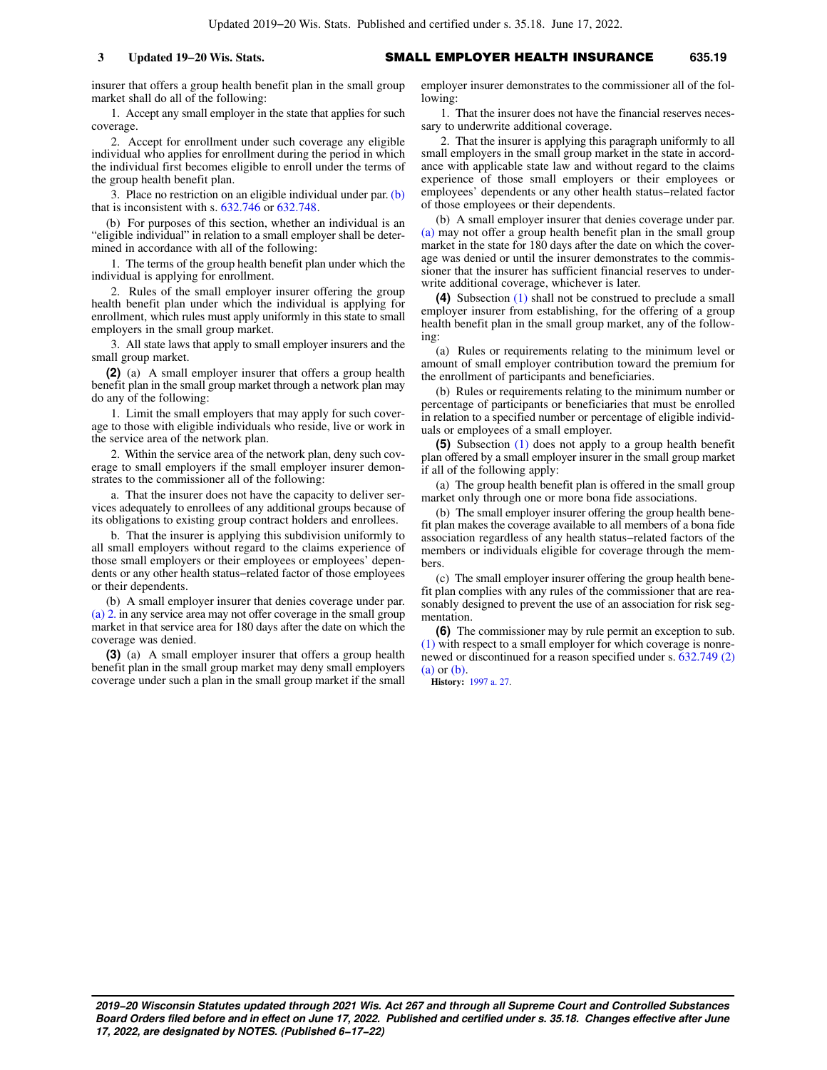insurer that offers a group health benefit plan in the small group market shall do all of the following:

1. Accept any small employer in the state that applies for such coverage.

2. Accept for enrollment under such coverage any eligible individual who applies for enrollment during the period in which the individual first becomes eligible to enroll under the terms of the group health benefit plan.

3. Place no restriction on an eligible individual under par. (b) that is inconsistent with s. 632.746 or 632.748.

(b) For purposes of this section, whether an individual is an "eligible individual" in relation to a small employer shall be determined in accordance with all of the following:

1. The terms of the group health benefit plan under which the individual is applying for enrollment.

2. Rules of the small employer insurer offering the group health benefit plan under which the individual is applying for enrollment, which rules must apply uniformly in this state to small employers in the small group market.

3. All state laws that apply to small employer insurers and the small group market.

**(2)** (a) A small employer insurer that offers a group health benefit plan in the small group market through a network plan may do any of the following:

1. Limit the small employers that may apply for such coverage to those with eligible individuals who reside, live or work in the service area of the network plan.

2. Within the service area of the network plan, deny such coverage to small employers if the small employer insurer demonstrates to the commissioner all of the following:

a. That the insurer does not have the capacity to deliver services adequately to enrollees of any additional groups because of its obligations to existing group contract holders and enrollees.

b. That the insurer is applying this subdivision uniformly to all small employers without regard to the claims experience of those small employers or their employees or employees' dependents or any other health status−related factor of those employees or their dependents.

(b) A small employer insurer that denies coverage under par. (a) 2. in any service area may not offer coverage in the small group market in that service area for 180 days after the date on which the coverage was denied.

**(3)** (a) A small employer insurer that offers a group health benefit plan in the small group market may deny small employers coverage under such a plan in the small group market if the small employer insurer demonstrates to the commissioner all of the following:

1. That the insurer does not have the financial reserves necessary to underwrite additional coverage.

2. That the insurer is applying this paragraph uniformly to all small employers in the small group market in the state in accordance with applicable state law and without regard to the claims experience of those small employers or their employees or employees' dependents or any other health status−related factor of those employees or their dependents.

(b) A small employer insurer that denies coverage under par. (a) may not offer a group health benefit plan in the small group market in the state for 180 days after the date on which the coverage was denied or until the insurer demonstrates to the commissioner that the insurer has sufficient financial reserves to underwrite additional coverage, whichever is later.

**(4)** Subsection (1) shall not be construed to preclude a small employer insurer from establishing, for the offering of a group health benefit plan in the small group market, any of the following:

(a) Rules or requirements relating to the minimum level or amount of small employer contribution toward the premium for the enrollment of participants and beneficiaries.

(b) Rules or requirements relating to the minimum number or percentage of participants or beneficiaries that must be enrolled in relation to a specified number or percentage of eligible individuals or employees of a small employer.

**(5)** Subsection (1) does not apply to a group health benefit plan offered by a small employer insurer in the small group market if all of the following apply:

(a) The group health benefit plan is offered in the small group market only through one or more bona fide associations.

(b) The small employer insurer offering the group health benefit plan makes the coverage available to all members of a bona fide association regardless of any health status−related factors of the members or individuals eligible for coverage through the members.

(c) The small employer insurer offering the group health benefit plan complies with any rules of the commissioner that are reasonably designed to prevent the use of an association for risk segmentation.

**(6)** The commissioner may by rule permit an exception to sub. (1) with respect to a small employer for which coverage is nonrenewed or discontinued for a reason specified under s. 632.749 (2) (a) or (b).

**History:** 1997 a. 27.